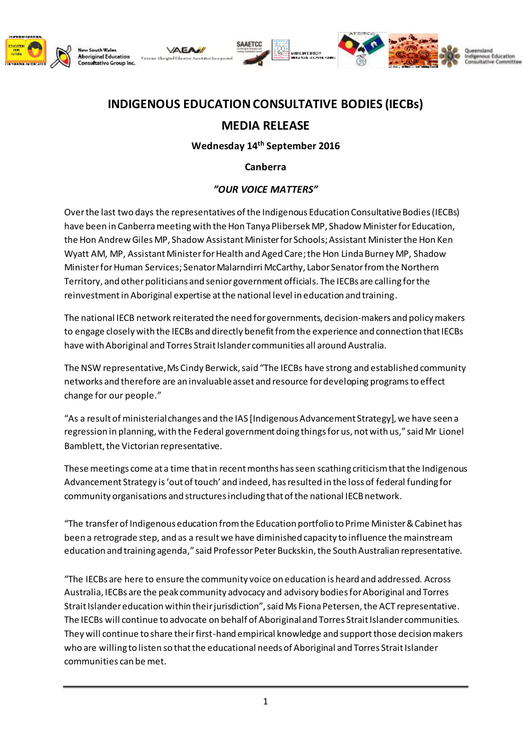# INDIGENOUS EDUCATION CONSULTATIVE BODIES (IECBs)

## MEDIA RELEASE

**Wednesday 14th September 2016**

**Canberra**

***"OUR VOICE MATTERS"***

Over the last two days the representatives of the Indigenous Education Consultative Bodies (IECBs) have been in Canberra meeting with the Hon Tanya Plibersek MP, Shadow Minister for Education, the Hon Andrew Giles MP, Shadow Assistant Minister for Schools; Assistant Minister the Hon Ken Wyatt AM, MP, Assistant Minister for Health and Aged Care; the Hon Linda Burney MP, Shadow Minister for Human Services; Senator Malarndirri McCarthy, Labor Senator from the Northern Territory, and other politicians and senior government officials. The IECBs are calling for the reinvestment in Aboriginal expertise at the national level in education and training.

The national IECB network reiterated the need for governments, decision-makers and policy makers to engage closely with the IECBs and directly benefit from the experience and connection that IECBs have with Aboriginal and Torres Strait Islander communities all around Australia.

The NSW representative, Ms Cindy Berwick, said "The IECBs have strong and established community networks and therefore are an invaluable asset and resource for developing programs to effect change for our people."

"As a result of ministerial changes and the IAS [Indigenous Advancement Strategy], we have seen a regression in planning, with the Federal government doing things for us, not with us," said Mr Lionel Bamblett, the Victorian representative.

These meetings come at a time that in recent months has seen scathing criticism that the Indigenous Advancement Strategy is 'out of touch' and indeed, has resulted in the loss of federal funding for community organisations and structures including that of the national IECB network.

"The transfer of Indigenous education from the Education portfolio to Prime Minister & Cabinet has been a retrograde step, and as a result we have diminished capacity to influence the mainstream education and training agenda," said Professor Peter Buckskin, the South Australian representative.

"The IECBs are here to ensure the community voice on education is heard and addressed. Across Australia, IECBs are the peak community advocacy and advisory bodies for Aboriginal and Torres Strait Islander education within their jurisdiction", said Ms Fiona Petersen, the ACT representative. The IECBs will continue to advocate on behalf of Aboriginal and Torres Strait Islander communities. They will continue to share their first-hand empirical knowledge and support those decision makers who are willing to listen so that the educational needs of Aboriginal and Torres Strait Islander communities can be met.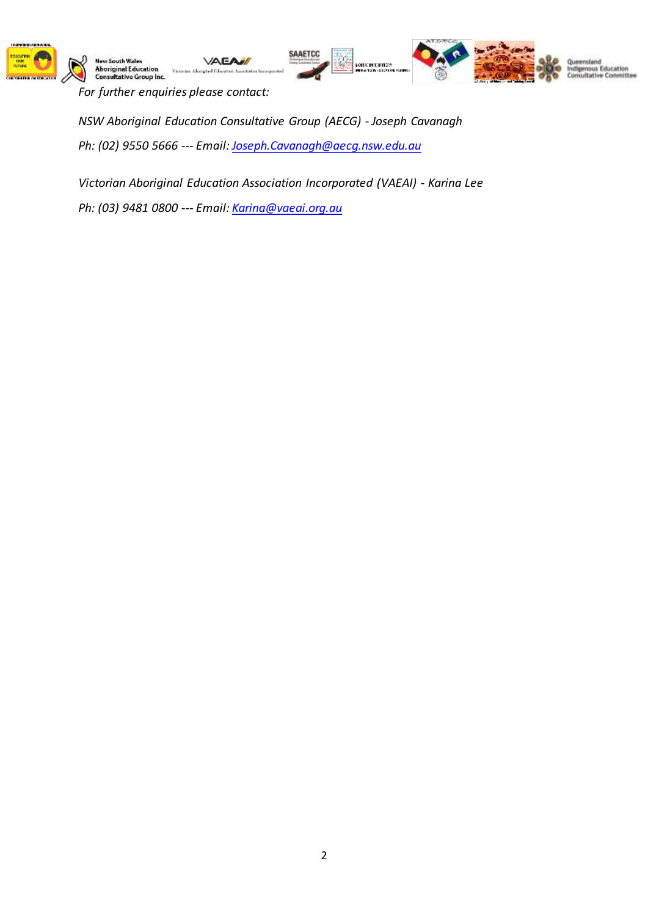*For further enquiries please contact:*

*NSW Aboriginal Education Consultative Group (AECG) - Joseph Cavanagh*

*Ph: (02) 9550 5666 --- Email: Joseph.Cavanagh@aecg.nsw.edu.au*

*Victorian Aboriginal Education Association Incorporated (VAEAI) - Karina Lee*

*Ph: (03) 9481 0800 --- Email: Karina@vaeai.org.au*